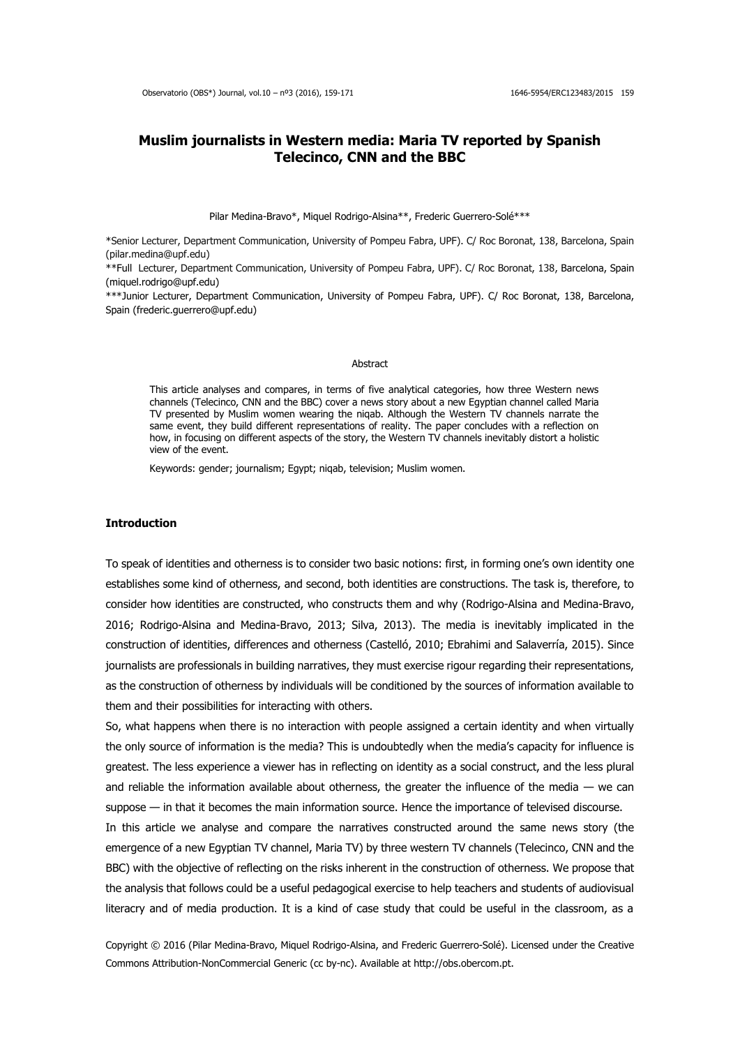# Muslim journalists in Western media: Maria TV reported by Spanish Telecinco, CNN and the BBC

Pilar Medina-Bravo*, Miquel Rodrigo-Alsina**, Frederic Guerrero-Solé***

*Senior Lecturer, Department Communication, University of Pompeu Fabra, UPF). C/ Roc Boronat, 138, Barcelona, Spain (pilar.medina@upf.edu)

**Full Lecturer, Department Communication, University of Pompeu Fabra, UPF). C/ Roc Boronat, 138, Barcelona, Spain (miquel.rodrigo@upf.edu)

***Junior Lecturer, Department Communication, University of Pompeu Fabra, UPF). C/ Roc Boronat, 138, Barcelona, Spain (frederic.guerrero@upf.edu)

## Abstract

This article analyses and compares, in terms of five analytical categories, how three Western news channels (Telecinco, CNN and the BBC) cover a news story about a new Egyptian channel called Maria TV presented by Muslim women wearing the niqab. Although the Western TV channels narrate the same event, they build different representations of reality. The paper concludes with a reflection on how, in focusing on different aspects of the story, the Western TV channels inevitably distort a holistic view of the event.

Keywords: gender; journalism; Egypt; niqab, television; Muslim women.

## Introduction

To speak of identities and otherness is to consider two basic notions: first, in forming one's own identity one establishes some kind of otherness, and second, both identities are constructions. The task is, therefore, to consider how identities are constructed, who constructs them and why (Rodrigo-Alsina and Medina-Bravo, 2016; Rodrigo-Alsina and Medina-Bravo, 2013; Silva, 2013). The media is inevitably implicated in the construction of identities, differences and otherness (Castelló, 2010; Ebrahimi and Salaverría, 2015). Since journalists are professionals in building narratives, they must exercise rigour regarding their representations, as the construction of otherness by individuals will be conditioned by the sources of information available to them and their possibilities for interacting with others.

So, what happens when there is no interaction with people assigned a certain identity and when virtually the only source of information is the media? This is undoubtedly when the media's capacity for influence is greatest. The less experience a viewer has in reflecting on identity as a social construct, and the less plural and reliable the information available about otherness, the greater the influence of the media — we can suppose — in that it becomes the main information source. Hence the importance of televised discourse.

In this article we analyse and compare the narratives constructed around the same news story (the emergence of a new Egyptian TV channel, Maria TV) by three western TV channels (Telecinco, CNN and the BBC) with the objective of reflecting on the risks inherent in the construction of otherness. We propose that the analysis that follows could be a useful pedagogical exercise to help teachers and students of audiovisual literacry and of media production. It is a kind of case study that could be useful in the classroom, as a

Copyright © 2016 (Pilar Medina-Bravo, Miquel Rodrigo-Alsina, and Frederic Guerrero-Solé). Licensed under the Creative Commons Attribution-NonCommercial Generic (cc by-nc). Available at http://obs.obercom.pt.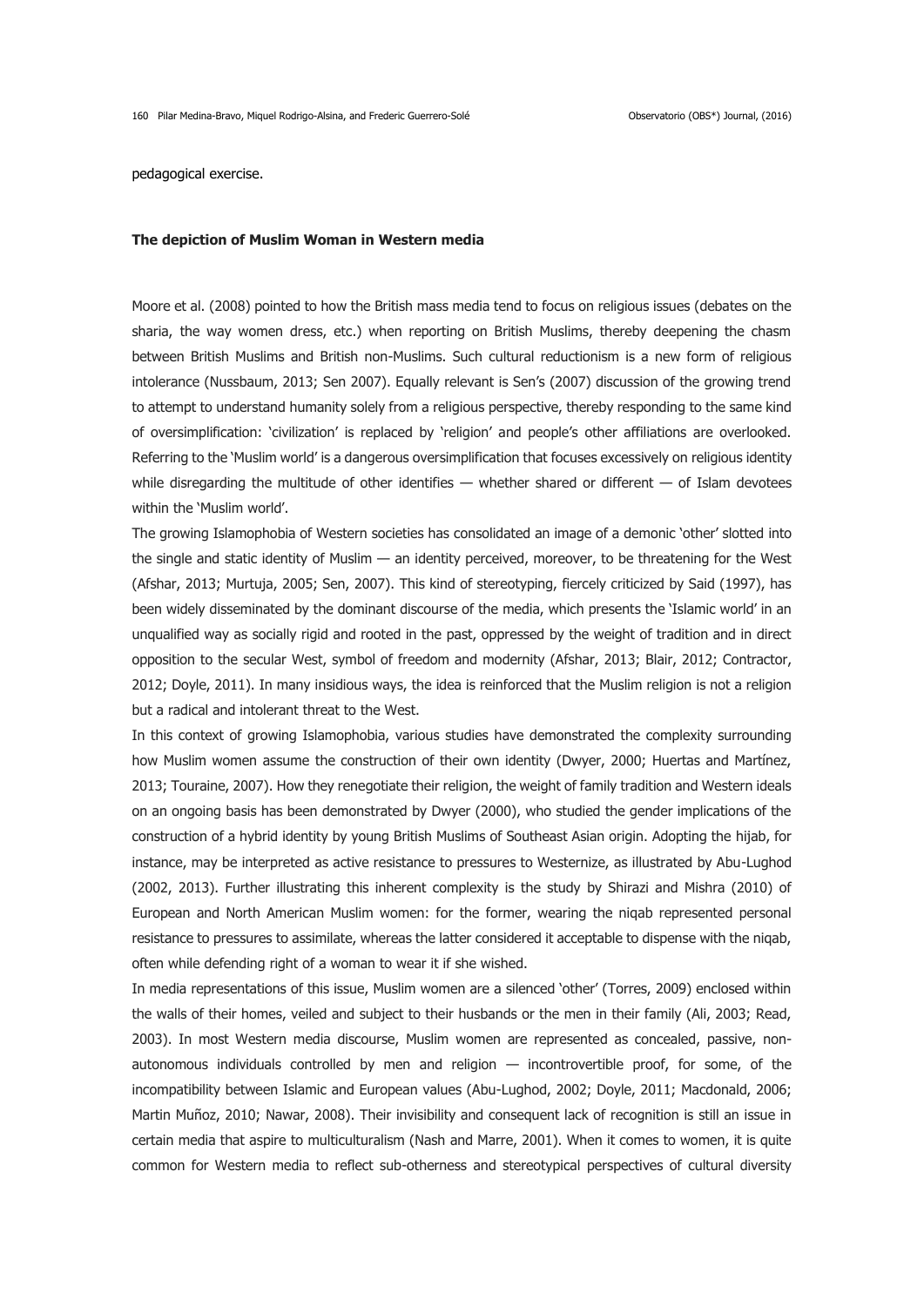pedagogical exercise.

**The depiction of Muslim Woman in Western media**

Moore et al. (2008) pointed to how the British mass media tend to focus on religious issues (debates on the sharia, the way women dress, etc.) when reporting on British Muslims, thereby deepening the chasm between British Muslims and British non-Muslims. Such cultural reductionism is a new form of religious intolerance (Nussbaum, 2013; Sen 2007). Equally relevant is Sen's (2007) discussion of the growing trend to attempt to understand humanity solely from a religious perspective, thereby responding to the same kind of oversimplification: 'civilization' is replaced by 'religion' and people's other affiliations are overlooked. Referring to the 'Muslim world' is a dangerous oversimplification that focuses excessively on religious identity while disregarding the multitude of other identifies — whether shared or different — of Islam devotees within the 'Muslim world'.

The growing Islamophobia of Western societies has consolidated an image of a demonic 'other' slotted into the single and static identity of Muslim — an identity perceived, moreover, to be threatening for the West (Afshar, 2013; Murtuja, 2005; Sen, 2007). This kind of stereotyping, fiercely criticized by Said (1997), has been widely disseminated by the dominant discourse of the media, which presents the 'Islamic world' in an unqualified way as socially rigid and rooted in the past, oppressed by the weight of tradition and in direct opposition to the secular West, symbol of freedom and modernity (Afshar, 2013; Blair, 2012; Contractor, 2012; Doyle, 2011). In many insidious ways, the idea is reinforced that the Muslim religion is not a religion but a radical and intolerant threat to the West.

In this context of growing Islamophobia, various studies have demonstrated the complexity surrounding how Muslim women assume the construction of their own identity (Dwyer, 2000; Huertas and Martínez, 2013; Touraine, 2007). How they renegotiate their religion, the weight of family tradition and Western ideals on an ongoing basis has been demonstrated by Dwyer (2000), who studied the gender implications of the construction of a hybrid identity by young British Muslims of Southeast Asian origin. Adopting the hijab, for instance, may be interpreted as active resistance to pressures to Westernize, as illustrated by Abu-Lughod (2002, 2013). Further illustrating this inherent complexity is the study by Shirazi and Mishra (2010) of European and North American Muslim women: for the former, wearing the niqab represented personal resistance to pressures to assimilate, whereas the latter considered it acceptable to dispense with the niqab, often while defending right of a woman to wear it if she wished.

In media representations of this issue, Muslim women are a silenced 'other' (Torres, 2009) enclosed within the walls of their homes, veiled and subject to their husbands or the men in their family (Ali, 2003; Read, 2003). In most Western media discourse, Muslim women are represented as concealed, passive, non-autonomous individuals controlled by men and religion — incontrovertible proof, for some, of the incompatibility between Islamic and European values (Abu-Lughod, 2002; Doyle, 2011; Macdonald, 2006; Martin Muñoz, 2010; Nawar, 2008). Their invisibility and consequent lack of recognition is still an issue in certain media that aspire to multiculturalism (Nash and Marre, 2001). When it comes to women, it is quite common for Western media to reflect sub-otherness and stereotypical perspectives of cultural diversity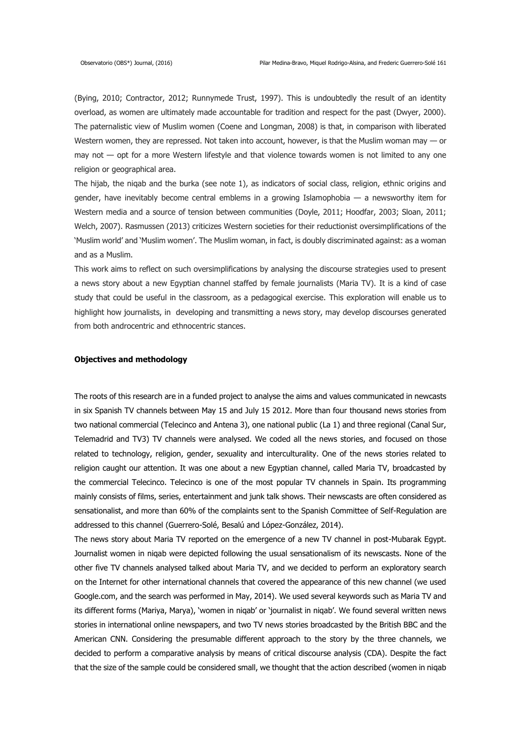(Bying, 2010; Contractor, 2012; Runnymede Trust, 1997). This is undoubtedly the result of an identity overload, as women are ultimately made accountable for tradition and respect for the past (Dwyer, 2000). The paternalistic view of Muslim women (Coene and Longman, 2008) is that, in comparison with liberated Western women, they are repressed. Not taken into account, however, is that the Muslim woman may — or may not — opt for a more Western lifestyle and that violence towards women is not limited to any one religion or geographical area.

The hijab, the niqab and the burka (see note 1), as indicators of social class, religion, ethnic origins and gender, have inevitably become central emblems in a growing Islamophobia — a newsworthy item for Western media and a source of tension between communities (Doyle, 2011; Hoodfar, 2003; Sloan, 2011; Welch, 2007). Rasmussen (2013) criticizes Western societies for their reductionist oversimplifications of the 'Muslim world' and 'Muslim women'. The Muslim woman, in fact, is doubly discriminated against: as a woman and as a Muslim.

This work aims to reflect on such oversimplifications by analysing the discourse strategies used to present a news story about a new Egyptian channel staffed by female journalists (Maria TV). It is a kind of case study that could be useful in the classroom, as a pedagogical exercise. This exploration will enable us to highlight how journalists, in developing and transmitting a news story, may develop discourses generated from both androcentric and ethnocentric stances.

## Objectives and methodology

The roots of this research are in a funded project to analyse the aims and values communicated in newcasts in six Spanish TV channels between May 15 and July 15 2012. More than four thousand news stories from two national commercial (Telecinco and Antena 3), one national public (La 1) and three regional (Canal Sur, Telemadrid and TV3) TV channels were analysed. We coded all the news stories, and focused on those related to technology, religion, gender, sexuality and interculturality. One of the news stories related to religion caught our attention. It was one about a new Egyptian channel, called Maria TV, broadcasted by the commercial Telecinco. Telecinco is one of the most popular TV channels in Spain. Its programming mainly consists of films, series, entertainment and junk talk shows. Their newscasts are often considered as sensationalist, and more than 60% of the complaints sent to the Spanish Committee of Self-Regulation are addressed to this channel (Guerrero-Solé, Besalú and López-González, 2014).

The news story about Maria TV reported on the emergence of a new TV channel in post-Mubarak Egypt. Journalist women in niqab were depicted following the usual sensationalism of its newscasts. None of the other five TV channels analysed talked about Maria TV, and we decided to perform an exploratory search on the Internet for other international channels that covered the appearance of this new channel (we used Google.com, and the search was performed in May, 2014). We used several keywords such as Maria TV and its different forms (Mariya, Marya), 'women in niqab' or 'journalist in niqab'. We found several written news stories in international online newspapers, and two TV news stories broadcasted by the British BBC and the American CNN. Considering the presumable different approach to the story by the three channels, we decided to perform a comparative analysis by means of critical discourse analysis (CDA). Despite the fact that the size of the sample could be considered small, we thought that the action described (women in niqab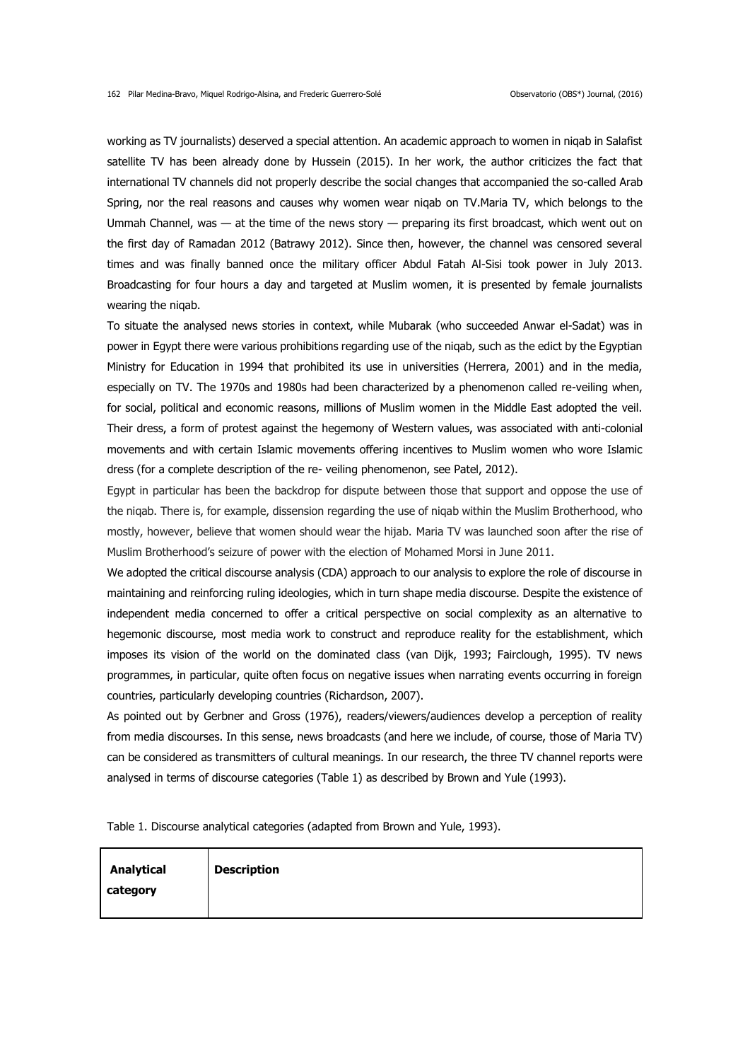working as TV journalists) deserved a special attention. An academic approach to women in niqab in Salafist satellite TV has been already done by Hussein (2015). In her work, the author criticizes the fact that international TV channels did not properly describe the social changes that accompanied the so-called Arab Spring, nor the real reasons and causes why women wear niqab on TV.Maria TV, which belongs to the Ummah Channel, was — at the time of the news story — preparing its first broadcast, which went out on the first day of Ramadan 2012 (Batrawy 2012). Since then, however, the channel was censored several times and was finally banned once the military officer Abdul Fatah Al-Sisi took power in July 2013. Broadcasting for four hours a day and targeted at Muslim women, it is presented by female journalists wearing the niqab.

To situate the analysed news stories in context, while Mubarak (who succeeded Anwar el-Sadat) was in power in Egypt there were various prohibitions regarding use of the niqab, such as the edict by the Egyptian Ministry for Education in 1994 that prohibited its use in universities (Herrera, 2001) and in the media, especially on TV. The 1970s and 1980s had been characterized by a phenomenon called re-veiling when, for social, political and economic reasons, millions of Muslim women in the Middle East adopted the veil. Their dress, a form of protest against the hegemony of Western values, was associated with anti-colonial movements and with certain Islamic movements offering incentives to Muslim women who wore Islamic dress (for a complete description of the re- veiling phenomenon, see Patel, 2012).

Egypt in particular has been the backdrop for dispute between those that support and oppose the use of the niqab. There is, for example, dissension regarding the use of niqab within the Muslim Brotherhood, who mostly, however, believe that women should wear the hijab. Maria TV was launched soon after the rise of Muslim Brotherhood's seizure of power with the election of Mohamed Morsi in June 2011.

We adopted the critical discourse analysis (CDA) approach to our analysis to explore the role of discourse in maintaining and reinforcing ruling ideologies, which in turn shape media discourse. Despite the existence of independent media concerned to offer a critical perspective on social complexity as an alternative to hegemonic discourse, most media work to construct and reproduce reality for the establishment, which imposes its vision of the world on the dominated class (van Dijk, 1993; Fairclough, 1995). TV news programmes, in particular, quite often focus on negative issues when narrating events occurring in foreign countries, particularly developing countries (Richardson, 2007).

As pointed out by Gerbner and Gross (1976), readers/viewers/audiences develop a perception of reality from media discourses. In this sense, news broadcasts (and here we include, of course, those of Maria TV) can be considered as transmitters of cultural meanings. In our research, the three TV channel reports were analysed in terms of discourse categories (Table 1) as described by Brown and Yule (1993).

Table 1. Discourse analytical categories (adapted from Brown and Yule, 1993).

| **Analytical category** | **Description** |
|---|---|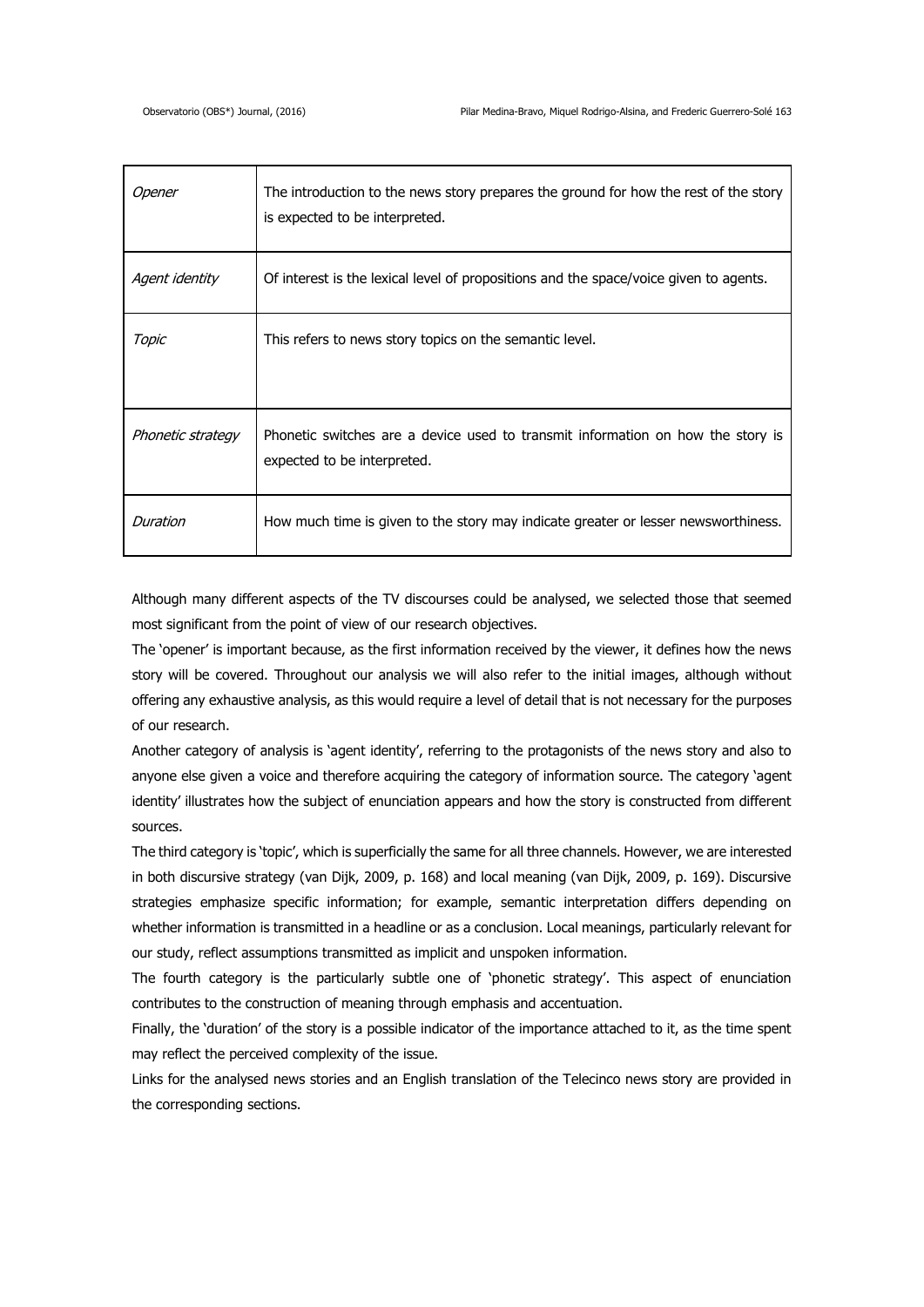| | |
|---|---|
| *Opener* | The introduction to the news story prepares the ground for how the rest of the story is expected to be interpreted. |
| *Agent identity* | Of interest is the lexical level of propositions and the space/voice given to agents. |
| *Topic* | This refers to news story topics on the semantic level. |
| *Phonetic strategy* | Phonetic switches are a device used to transmit information on how the story is expected to be interpreted. |
| *Duration* | How much time is given to the story may indicate greater or lesser newsworthiness. |

Although many different aspects of the TV discourses could be analysed, we selected those that seemed most significant from the point of view of our research objectives.

The 'opener' is important because, as the first information received by the viewer, it defines how the news story will be covered. Throughout our analysis we will also refer to the initial images, although without offering any exhaustive analysis, as this would require a level of detail that is not necessary for the purposes of our research.

Another category of analysis is 'agent identity', referring to the protagonists of the news story and also to anyone else given a voice and therefore acquiring the category of information source. The category 'agent identity' illustrates how the subject of enunciation appears and how the story is constructed from different sources.

The third category is 'topic', which is superficially the same for all three channels. However, we are interested in both discursive strategy (van Dijk, 2009, p. 168) and local meaning (van Dijk, 2009, p. 169). Discursive strategies emphasize specific information; for example, semantic interpretation differs depending on whether information is transmitted in a headline or as a conclusion. Local meanings, particularly relevant for our study, reflect assumptions transmitted as implicit and unspoken information.

The fourth category is the particularly subtle one of 'phonetic strategy'. This aspect of enunciation contributes to the construction of meaning through emphasis and accentuation.

Finally, the 'duration' of the story is a possible indicator of the importance attached to it, as the time spent may reflect the perceived complexity of the issue.

Links for the analysed news stories and an English translation of the Telecinco news story are provided in the corresponding sections.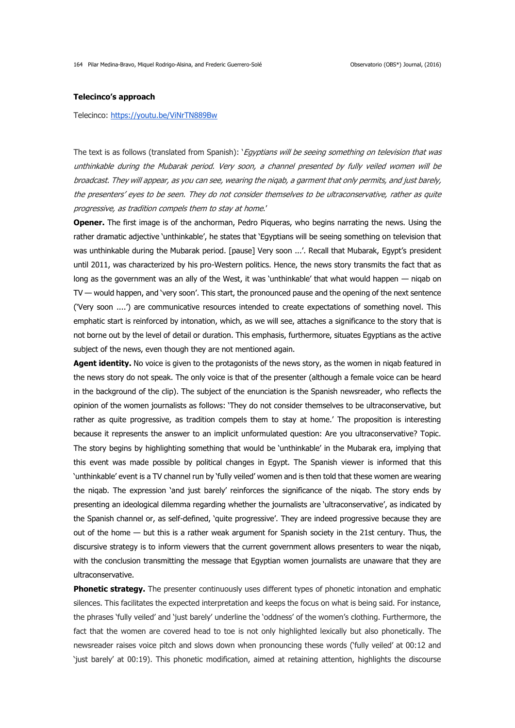### Telecinco's approach

Telecinco: https://youtu.be/ViNrTN889Bw

The text is as follows (translated from Spanish): '*Egyptians will be seeing something on television that was unthinkable during the Mubarak period. Very soon, a channel presented by fully veiled women will be broadcast. They will appear, as you can see, wearing the niqab, a garment that only permits, and just barely, the presenters' eyes to be seen. They do not consider themselves to be ultraconservative, rather as quite progressive, as tradition compels them to stay at home.*'

**Opener.** The first image is of the anchorman, Pedro Piqueras, who begins narrating the news. Using the rather dramatic adjective 'unthinkable', he states that 'Egyptians will be seeing something on television that was unthinkable during the Mubarak period. [pause] Very soon ...'. Recall that Mubarak, Egypt's president until 2011, was characterized by his pro-Western politics. Hence, the news story transmits the fact that as long as the government was an ally of the West, it was 'unthinkable' that what would happen — niqab on TV — would happen, and 'very soon'. This start, the pronounced pause and the opening of the next sentence ('Very soon ....') are communicative resources intended to create expectations of something novel. This emphatic start is reinforced by intonation, which, as we will see, attaches a significance to the story that is not borne out by the level of detail or duration. This emphasis, furthermore, situates Egyptians as the active subject of the news, even though they are not mentioned again.

**Agent identity.** No voice is given to the protagonists of the news story, as the women in niqab featured in the news story do not speak. The only voice is that of the presenter (although a female voice can be heard in the background of the clip). The subject of the enunciation is the Spanish newsreader, who reflects the opinion of the women journalists as follows: 'They do not consider themselves to be ultraconservative, but rather as quite progressive, as tradition compels them to stay at home.' The proposition is interesting because it represents the answer to an implicit unformulated question: Are you ultraconservative? Topic. The story begins by highlighting something that would be 'unthinkable' in the Mubarak era, implying that this event was made possible by political changes in Egypt. The Spanish viewer is informed that this 'unthinkable' event is a TV channel run by 'fully veiled' women and is then told that these women are wearing the niqab. The expression 'and just barely' reinforces the significance of the niqab. The story ends by presenting an ideological dilemma regarding whether the journalists are 'ultraconservative', as indicated by the Spanish channel or, as self-defined, 'quite progressive'. They are indeed progressive because they are out of the home — but this is a rather weak argument for Spanish society in the 21st century. Thus, the discursive strategy is to inform viewers that the current government allows presenters to wear the niqab, with the conclusion transmitting the message that Egyptian women journalists are unaware that they are ultraconservative.

**Phonetic strategy.** The presenter continuously uses different types of phonetic intonation and emphatic silences. This facilitates the expected interpretation and keeps the focus on what is being said. For instance, the phrases 'fully veiled' and 'just barely' underline the 'oddness' of the women's clothing. Furthermore, the fact that the women are covered head to toe is not only highlighted lexically but also phonetically. The newsreader raises voice pitch and slows down when pronouncing these words ('fully veiled' at 00:12 and 'just barely' at 00:19). This phonetic modification, aimed at retaining attention, highlights the discourse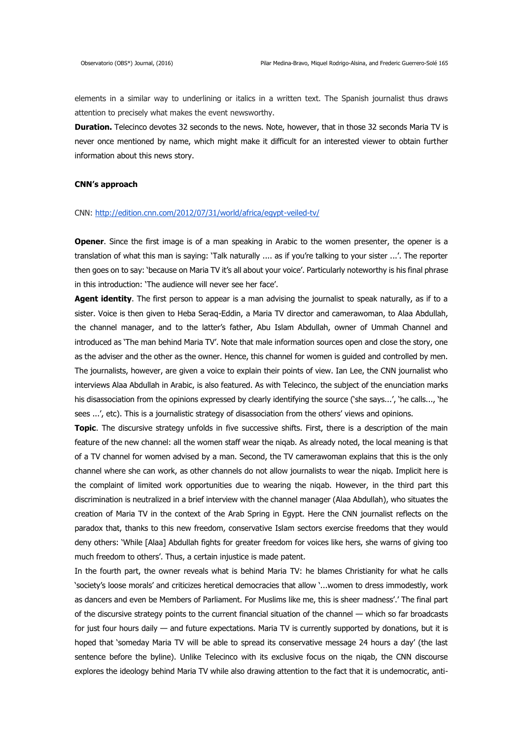elements in a similar way to underlining or italics in a written text. The Spanish journalist thus draws attention to precisely what makes the event newsworthy.

**Duration.** Telecinco devotes 32 seconds to the news. Note, however, that in those 32 seconds Maria TV is never once mentioned by name, which might make it difficult for an interested viewer to obtain further information about this news story.

### CNN's approach

CNN: http://edition.cnn.com/2012/07/31/world/africa/egypt-veiled-tv/

**Opener**. Since the first image is of a man speaking in Arabic to the women presenter, the opener is a translation of what this man is saying: 'Talk naturally .... as if you're talking to your sister ...'. The reporter then goes on to say: 'because on Maria TV it's all about your voice'. Particularly noteworthy is his final phrase in this introduction: 'The audience will never see her face'.

**Agent identity**. The first person to appear is a man advising the journalist to speak naturally, as if to a sister. Voice is then given to Heba Seraq-Eddin, a Maria TV director and camerawoman, to Alaa Abdullah, the channel manager, and to the latter's father, Abu Islam Abdullah, owner of Ummah Channel and introduced as 'The man behind Maria TV'. Note that male information sources open and close the story, one as the adviser and the other as the owner. Hence, this channel for women is guided and controlled by men. The journalists, however, are given a voice to explain their points of view. Ian Lee, the CNN journalist who interviews Alaa Abdullah in Arabic, is also featured. As with Telecinco, the subject of the enunciation marks his disassociation from the opinions expressed by clearly identifying the source ('she says...', 'he calls..., 'he sees ...', etc). This is a journalistic strategy of disassociation from the others' views and opinions.

**Topic**. The discursive strategy unfolds in five successive shifts. First, there is a description of the main feature of the new channel: all the women staff wear the niqab. As already noted, the local meaning is that of a TV channel for women advised by a man. Second, the TV camerawoman explains that this is the only channel where she can work, as other channels do not allow journalists to wear the niqab. Implicit here is the complaint of limited work opportunities due to wearing the niqab. However, in the third part this discrimination is neutralized in a brief interview with the channel manager (Alaa Abdullah), who situates the creation of Maria TV in the context of the Arab Spring in Egypt. Here the CNN journalist reflects on the paradox that, thanks to this new freedom, conservative Islam sectors exercise freedoms that they would deny others: 'While [Alaa] Abdullah fights for greater freedom for voices like hers, she warns of giving too much freedom to others'. Thus, a certain injustice is made patent.

In the fourth part, the owner reveals what is behind Maria TV: he blames Christianity for what he calls 'society's loose morals' and criticizes heretical democracies that allow '...women to dress immodestly, work as dancers and even be Members of Parliament. For Muslims like me, this is sheer madness'.' The final part of the discursive strategy points to the current financial situation of the channel — which so far broadcasts for just four hours daily — and future expectations. Maria TV is currently supported by donations, but it is hoped that 'someday Maria TV will be able to spread its conservative message 24 hours a day' (the last sentence before the byline). Unlike Telecinco with its exclusive focus on the niqab, the CNN discourse explores the ideology behind Maria TV while also drawing attention to the fact that it is undemocratic, anti-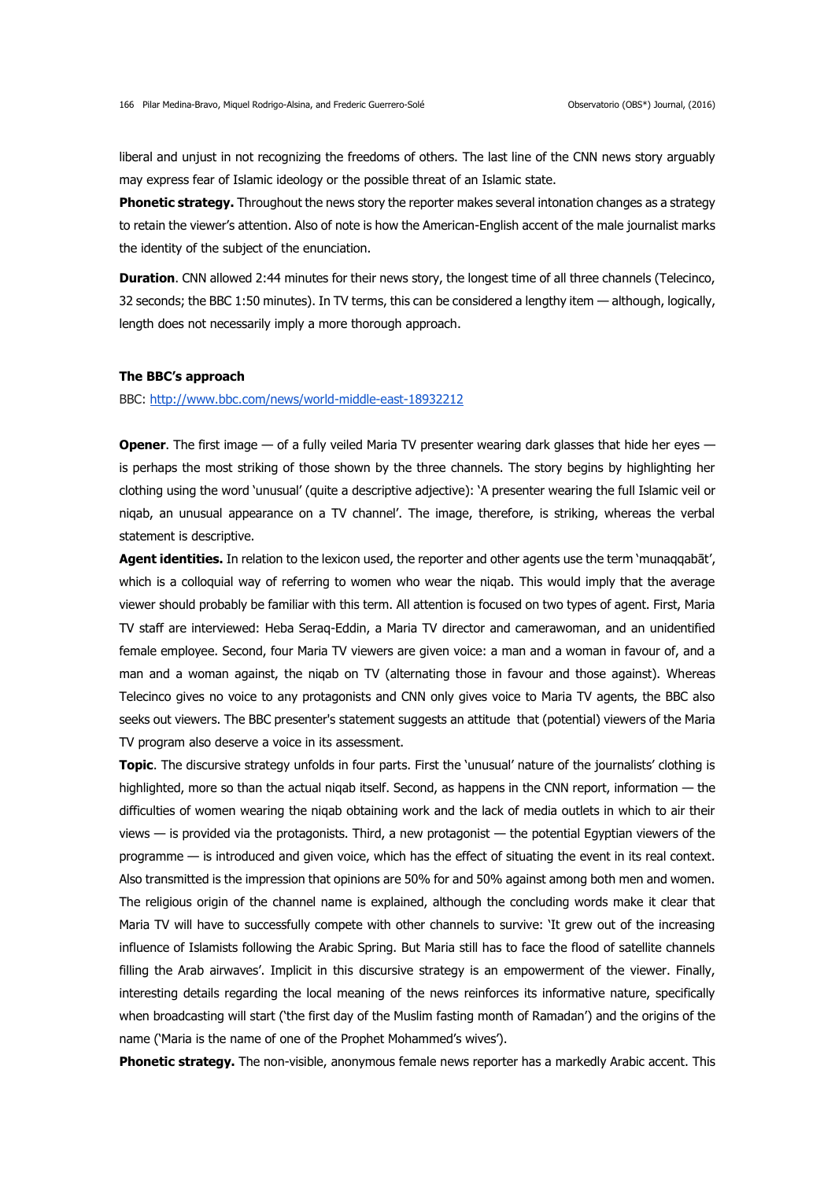liberal and unjust in not recognizing the freedoms of others. The last line of the CNN news story arguably may express fear of Islamic ideology or the possible threat of an Islamic state.

**Phonetic strategy.** Throughout the news story the reporter makes several intonation changes as a strategy to retain the viewer's attention. Also of note is how the American-English accent of the male journalist marks the identity of the subject of the enunciation.

**Duration**. CNN allowed 2:44 minutes for their news story, the longest time of all three channels (Telecinco, 32 seconds; the BBC 1:50 minutes). In TV terms, this can be considered a lengthy item — although, logically, length does not necessarily imply a more thorough approach.

### The BBC's approach

BBC: http://www.bbc.com/news/world-middle-east-18932212

**Opener**. The first image — of a fully veiled Maria TV presenter wearing dark glasses that hide her eyes — is perhaps the most striking of those shown by the three channels. The story begins by highlighting her clothing using the word 'unusual' (quite a descriptive adjective): 'A presenter wearing the full Islamic veil or niqab, an unusual appearance on a TV channel'. The image, therefore, is striking, whereas the verbal statement is descriptive.

**Agent identities.** In relation to the lexicon used, the reporter and other agents use the term 'munaqqabāt', which is a colloquial way of referring to women who wear the niqab. This would imply that the average viewer should probably be familiar with this term. All attention is focused on two types of agent. First, Maria TV staff are interviewed: Heba Seraq-Eddin, a Maria TV director and camerawoman, and an unidentified female employee. Second, four Maria TV viewers are given voice: a man and a woman in favour of, and a man and a woman against, the niqab on TV (alternating those in favour and those against). Whereas Telecinco gives no voice to any protagonists and CNN only gives voice to Maria TV agents, the BBC also seeks out viewers. The BBC presenter's statement suggests an attitude that (potential) viewers of the Maria TV program also deserve a voice in its assessment.

**Topic**. The discursive strategy unfolds in four parts. First the 'unusual' nature of the journalists' clothing is highlighted, more so than the actual niqab itself. Second, as happens in the CNN report, information — the difficulties of women wearing the niqab obtaining work and the lack of media outlets in which to air their views — is provided via the protagonists. Third, a new protagonist — the potential Egyptian viewers of the programme — is introduced and given voice, which has the effect of situating the event in its real context. Also transmitted is the impression that opinions are 50% for and 50% against among both men and women. The religious origin of the channel name is explained, although the concluding words make it clear that Maria TV will have to successfully compete with other channels to survive: 'It grew out of the increasing influence of Islamists following the Arabic Spring. But Maria still has to face the flood of satellite channels filling the Arab airwaves'. Implicit in this discursive strategy is an empowerment of the viewer. Finally, interesting details regarding the local meaning of the news reinforces its informative nature, specifically when broadcasting will start ('the first day of the Muslim fasting month of Ramadan') and the origins of the name ('Maria is the name of one of the Prophet Mohammed's wives').

**Phonetic strategy.** The non-visible, anonymous female news reporter has a markedly Arabic accent. This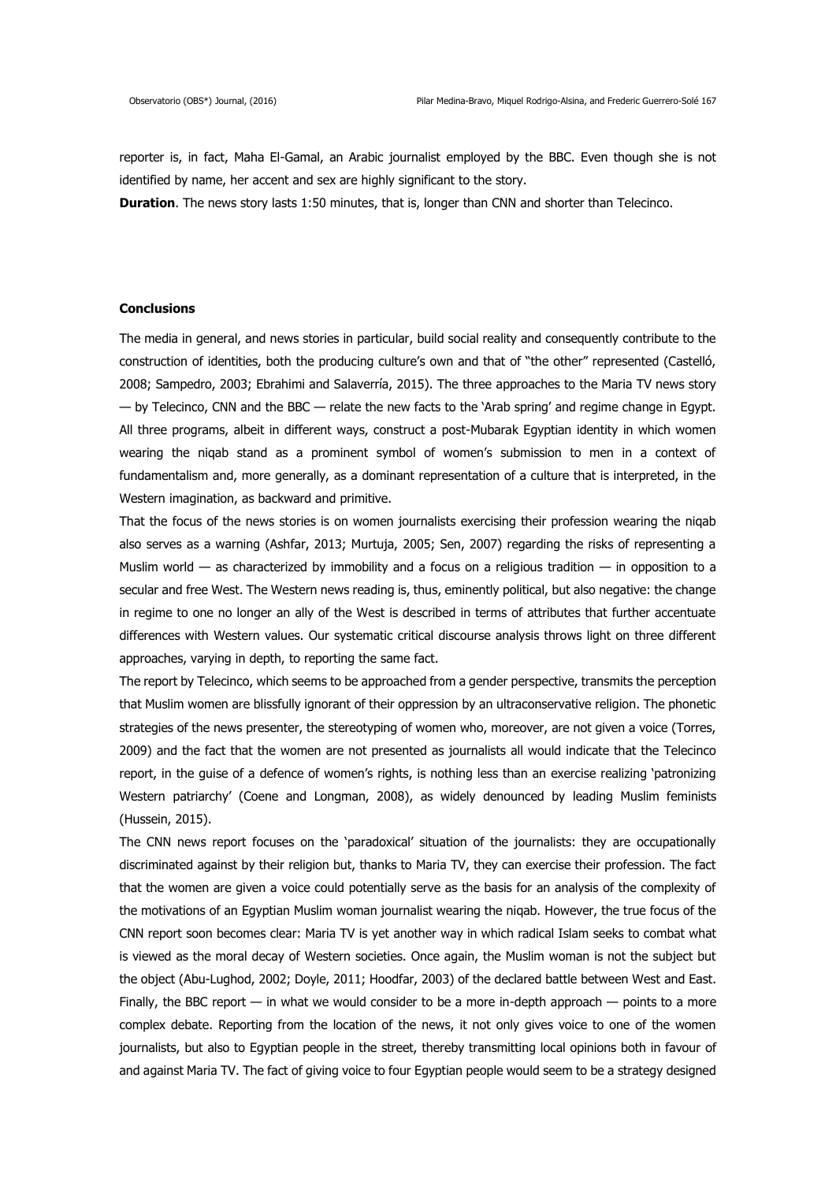reporter is, in fact, Maha El-Gamal, an Arabic journalist employed by the BBC. Even though she is not identified by name, her accent and sex are highly significant to the story.

**Duration**. The news story lasts 1:50 minutes, that is, longer than CNN and shorter than Telecinco.

## Conclusions

The media in general, and news stories in particular, build social reality and consequently contribute to the construction of identities, both the producing culture's own and that of "the other" represented (Castelló, 2008; Sampedro, 2003; Ebrahimi and Salaverría, 2015). The three approaches to the Maria TV news story — by Telecinco, CNN and the BBC — relate the new facts to the 'Arab spring' and regime change in Egypt. All three programs, albeit in different ways, construct a post-Mubarak Egyptian identity in which women wearing the niqab stand as a prominent symbol of women's submission to men in a context of fundamentalism and, more generally, as a dominant representation of a culture that is interpreted, in the Western imagination, as backward and primitive.

That the focus of the news stories is on women journalists exercising their profession wearing the niqab also serves as a warning (Ashfar, 2013; Murtuja, 2005; Sen, 2007) regarding the risks of representing a Muslim world — as characterized by immobility and a focus on a religious tradition — in opposition to a secular and free West. The Western news reading is, thus, eminently political, but also negative: the change in regime to one no longer an ally of the West is described in terms of attributes that further accentuate differences with Western values. Our systematic critical discourse analysis throws light on three different approaches, varying in depth, to reporting the same fact.

The report by Telecinco, which seems to be approached from a gender perspective, transmits the perception that Muslim women are blissfully ignorant of their oppression by an ultraconservative religion. The phonetic strategies of the news presenter, the stereotyping of women who, moreover, are not given a voice (Torres, 2009) and the fact that the women are not presented as journalists all would indicate that the Telecinco report, in the guise of a defence of women's rights, is nothing less than an exercise realizing 'patronizing Western patriarchy' (Coene and Longman, 2008), as widely denounced by leading Muslim feminists (Hussein, 2015).

The CNN news report focuses on the 'paradoxical' situation of the journalists: they are occupationally discriminated against by their religion but, thanks to Maria TV, they can exercise their profession. The fact that the women are given a voice could potentially serve as the basis for an analysis of the complexity of the motivations of an Egyptian Muslim woman journalist wearing the niqab. However, the true focus of the CNN report soon becomes clear: Maria TV is yet another way in which radical Islam seeks to combat what is viewed as the moral decay of Western societies. Once again, the Muslim woman is not the subject but the object (Abu-Lughod, 2002; Doyle, 2011; Hoodfar, 2003) of the declared battle between West and East.

Finally, the BBC report — in what we would consider to be a more in-depth approach — points to a more complex debate. Reporting from the location of the news, it not only gives voice to one of the women journalists, but also to Egyptian people in the street, thereby transmitting local opinions both in favour of and against Maria TV. The fact of giving voice to four Egyptian people would seem to be a strategy designed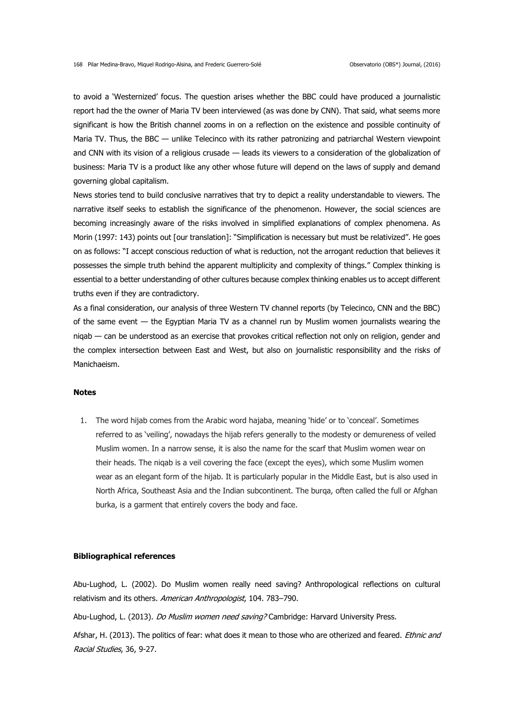to avoid a 'Westernized' focus. The question arises whether the BBC could have produced a journalistic report had the the owner of Maria TV been interviewed (as was done by CNN). That said, what seems more significant is how the British channel zooms in on a reflection on the existence and possible continuity of Maria TV. Thus, the BBC — unlike Telecinco with its rather patronizing and patriarchal Western viewpoint and CNN with its vision of a religious crusade — leads its viewers to a consideration of the globalization of business: Maria TV is a product like any other whose future will depend on the laws of supply and demand governing global capitalism.

News stories tend to build conclusive narratives that try to depict a reality understandable to viewers. The narrative itself seeks to establish the significance of the phenomenon. However, the social sciences are becoming increasingly aware of the risks involved in simplified explanations of complex phenomena. As Morin (1997: 143) points out [our translation]: "Simplification is necessary but must be relativized". He goes on as follows: "I accept conscious reduction of what is reduction, not the arrogant reduction that believes it possesses the simple truth behind the apparent multiplicity and complexity of things." Complex thinking is essential to a better understanding of other cultures because complex thinking enables us to accept different truths even if they are contradictory.

As a final consideration, our analysis of three Western TV channel reports (by Telecinco, CNN and the BBC) of the same event — the Egyptian Maria TV as a channel run by Muslim women journalists wearing the niqab — can be understood as an exercise that provokes critical reflection not only on religion, gender and the complex intersection between East and West, but also on journalistic responsibility and the risks of Manichaeism.

## Notes

1. The word hijab comes from the Arabic word hajaba, meaning 'hide' or to 'conceal'. Sometimes referred to as 'veiling', nowadays the hijab refers generally to the modesty or demureness of veiled Muslim women. In a narrow sense, it is also the name for the scarf that Muslim women wear on their heads. The niqab is a veil covering the face (except the eyes), which some Muslim women wear as an elegant form of the hijab. It is particularly popular in the Middle East, but is also used in North Africa, Southeast Asia and the Indian subcontinent. The burqa, often called the full or Afghan burka, is a garment that entirely covers the body and face.

## Bibliographical references

Abu-Lughod, L. (2002). Do Muslim women really need saving? Anthropological reflections on cultural relativism and its others. *American Anthropologist*, 104. 783–790.

Abu-Lughod, L. (2013). *Do Muslim women need saving?* Cambridge: Harvard University Press.

Afshar, H. (2013). The politics of fear: what does it mean to those who are otherized and feared. *Ethnic and Racial Studies*, 36, 9-27.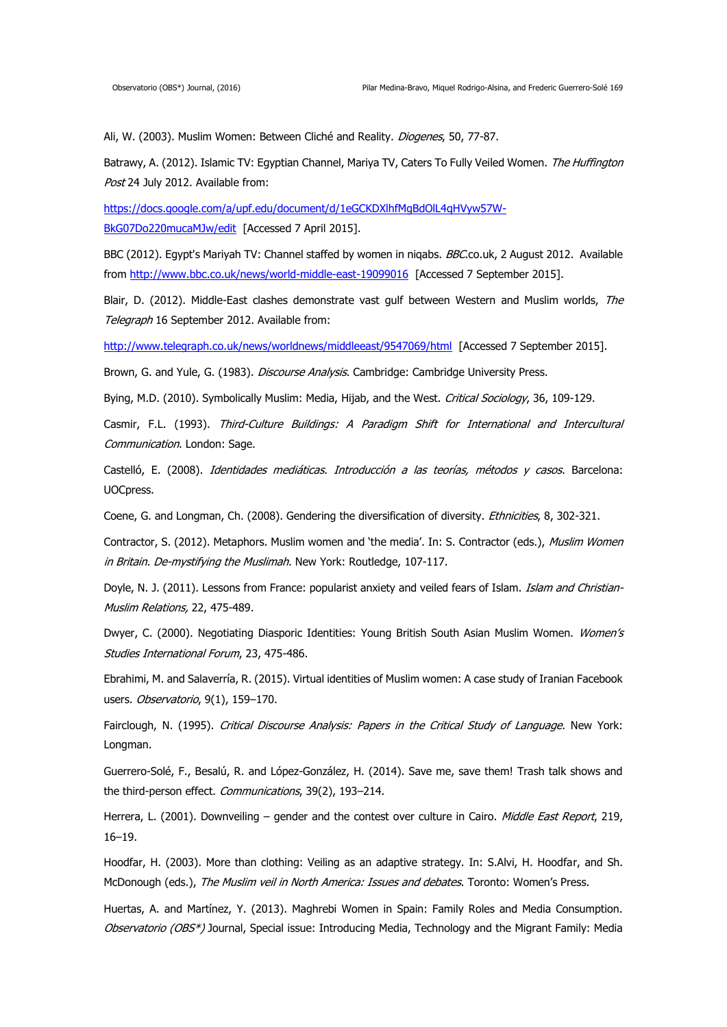Ali, W. (2003). Muslim Women: Between Cliché and Reality. *Diogenes*, 50, 77-87.

Batrawy, A. (2012). Islamic TV: Egyptian Channel, Mariya TV, Caters To Fully Veiled Women. *The Huffington Post* 24 July 2012. Available from:

https://docs.google.com/a/upf.edu/document/d/1eGCKDXlhfMgBdOlL4qHVyw57W-BkG07Do220mucaMJw/edit [Accessed 7 April 2015].

BBC (2012). Egypt's Mariyah TV: Channel staffed by women in niqabs. *BBC*.co.uk, 2 August 2012. Available from http://www.bbc.co.uk/news/world-middle-east-19099016 [Accessed 7 September 2015].

Blair, D. (2012). Middle-East clashes demonstrate vast gulf between Western and Muslim worlds, *The Telegraph* 16 September 2012. Available from:

http://www.telegraph.co.uk/news/worldnews/middleeast/9547069/html [Accessed 7 September 2015].

Brown, G. and Yule, G. (1983). *Discourse Analysis*. Cambridge: Cambridge University Press.

Bying, M.D. (2010). Symbolically Muslim: Media, Hijab, and the West. *Critical Sociology*, 36, 109-129.

Casmir, F.L. (1993). *Third-Culture Buildings: A Paradigm Shift for International and Intercultural Communication*. London: Sage.

Castelló, E. (2008). *Identidades mediáticas. Introducción a las teorías, métodos y casos*. Barcelona: UOCpress.

Coene, G. and Longman, Ch. (2008). Gendering the diversification of diversity. *Ethnicities*, 8, 302-321.

Contractor, S. (2012). Metaphors. Muslim women and 'the media'. In: S. Contractor (eds.), *Muslim Women in Britain. De-mystifying the Muslimah*. New York: Routledge, 107-117.

Doyle, N. J. (2011). Lessons from France: popularist anxiety and veiled fears of Islam. *Islam and Christian-Muslim Relations,* 22, 475-489.

Dwyer, C. (2000). Negotiating Diasporic Identities: Young British South Asian Muslim Women. *Women's Studies International Forum*, 23, 475-486.

Ebrahimi, M. and Salaverría, R. (2015). Virtual identities of Muslim women: A case study of Iranian Facebook users. *Observatorio*, 9(1), 159–170.

Fairclough, N. (1995). *Critical Discourse Analysis: Papers in the Critical Study of Language*. New York: Longman.

Guerrero-Solé, F., Besalú, R. and López-González, H. (2014). Save me, save them! Trash talk shows and the third-person effect. *Communications*, 39(2), 193–214.

Herrera, L. (2001). Downveiling – gender and the contest over culture in Cairo. *Middle East Report*, 219, 16–19.

Hoodfar, H. (2003). More than clothing: Veiling as an adaptive strategy. In: S.Alvi, H. Hoodfar, and Sh. McDonough (eds.), *The Muslim veil in North America: Issues and debates*. Toronto: Women's Press.

Huertas, A. and Martínez, Y. (2013). Maghrebi Women in Spain: Family Roles and Media Consumption. *Observatorio (OBS\*)* Journal, Special issue: Introducing Media, Technology and the Migrant Family: Media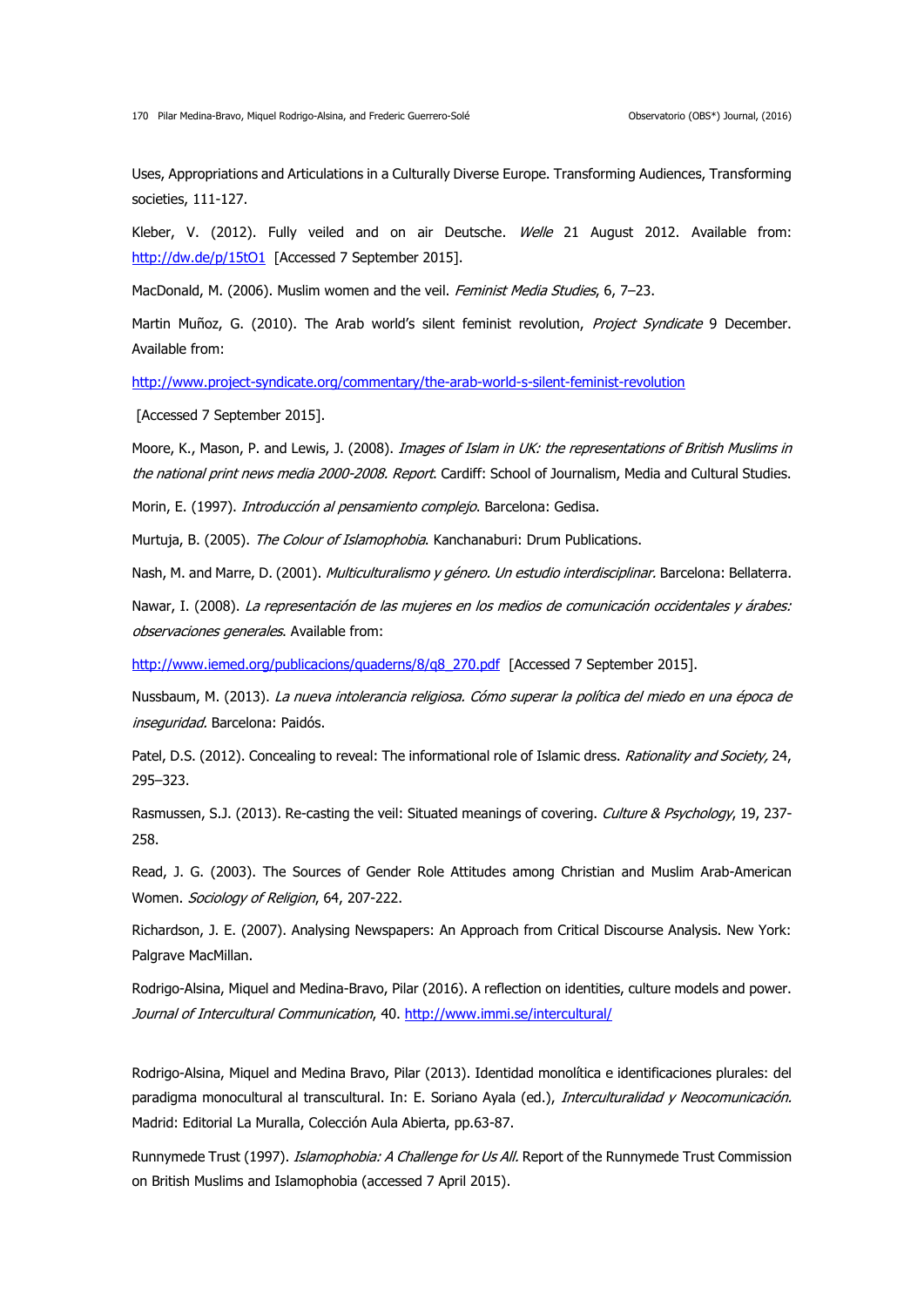Uses, Appropriations and Articulations in a Culturally Diverse Europe. Transforming Audiences, Transforming societies, 111-127.

Kleber, V. (2012). Fully veiled and on air Deutsche. *Welle* 21 August 2012. Available from: http://dw.de/p/15tO1 [Accessed 7 September 2015].

MacDonald, M. (2006). Muslim women and the veil. *Feminist Media Studies*, 6, 7–23.

Martin Muñoz, G. (2010). The Arab world's silent feminist revolution, *Project Syndicate* 9 December. Available from:

http://www.project-syndicate.org/commentary/the-arab-world-s-silent-feminist-revolution

[Accessed 7 September 2015].

Moore, K., Mason, P. and Lewis, J. (2008). *Images of Islam in UK: the representations of British Muslims in the national print news media 2000-2008. Report*. Cardiff: School of Journalism, Media and Cultural Studies.

Morin, E. (1997). *Introducción al pensamiento complejo*. Barcelona: Gedisa.

Murtuja, B. (2005). *The Colour of Islamophobia*. Kanchanaburi: Drum Publications.

Nash, M. and Marre, D. (2001). *Multiculturalismo y género. Un estudio interdisciplinar.* Barcelona: Bellaterra.

Nawar, I. (2008). *La representación de las mujeres en los medios de comunicación occidentales y árabes: observaciones generales*. Available from:

http://www.iemed.org/publicacions/quaderns/8/q8_270.pdf [Accessed 7 September 2015].

Nussbaum, M. (2013). *La nueva intolerancia religiosa. Cómo superar la política del miedo en una época de inseguridad.* Barcelona: Paidós.

Patel, D.S. (2012). Concealing to reveal: The informational role of Islamic dress. *Rationality and Society,* 24, 295–323.

Rasmussen, S.J. (2013). Re-casting the veil: Situated meanings of covering. *Culture & Psychology*, 19, 237-258.

Read, J. G. (2003). The Sources of Gender Role Attitudes among Christian and Muslim Arab-American Women. *Sociology of Religion*, 64, 207-222.

Richardson, J. E. (2007). Analysing Newspapers: An Approach from Critical Discourse Analysis. New York: Palgrave MacMillan.

Rodrigo-Alsina, Miquel and Medina-Bravo, Pilar (2016). A reflection on identities, culture models and power. *Journal of Intercultural Communication*, 40. http://www.immi.se/intercultural/

Rodrigo-Alsina, Miquel and Medina Bravo, Pilar (2013). Identidad monolítica e identificaciones plurales: del paradigma monocultural al transcultural. In: E. Soriano Ayala (ed.), *Interculturalidad y Neocomunicación.* Madrid: Editorial La Muralla, Colección Aula Abierta, pp.63-87.

Runnymede Trust (1997). *Islamophobia: A Challenge for Us All.* Report of the Runnymede Trust Commission on British Muslims and Islamophobia (accessed 7 April 2015).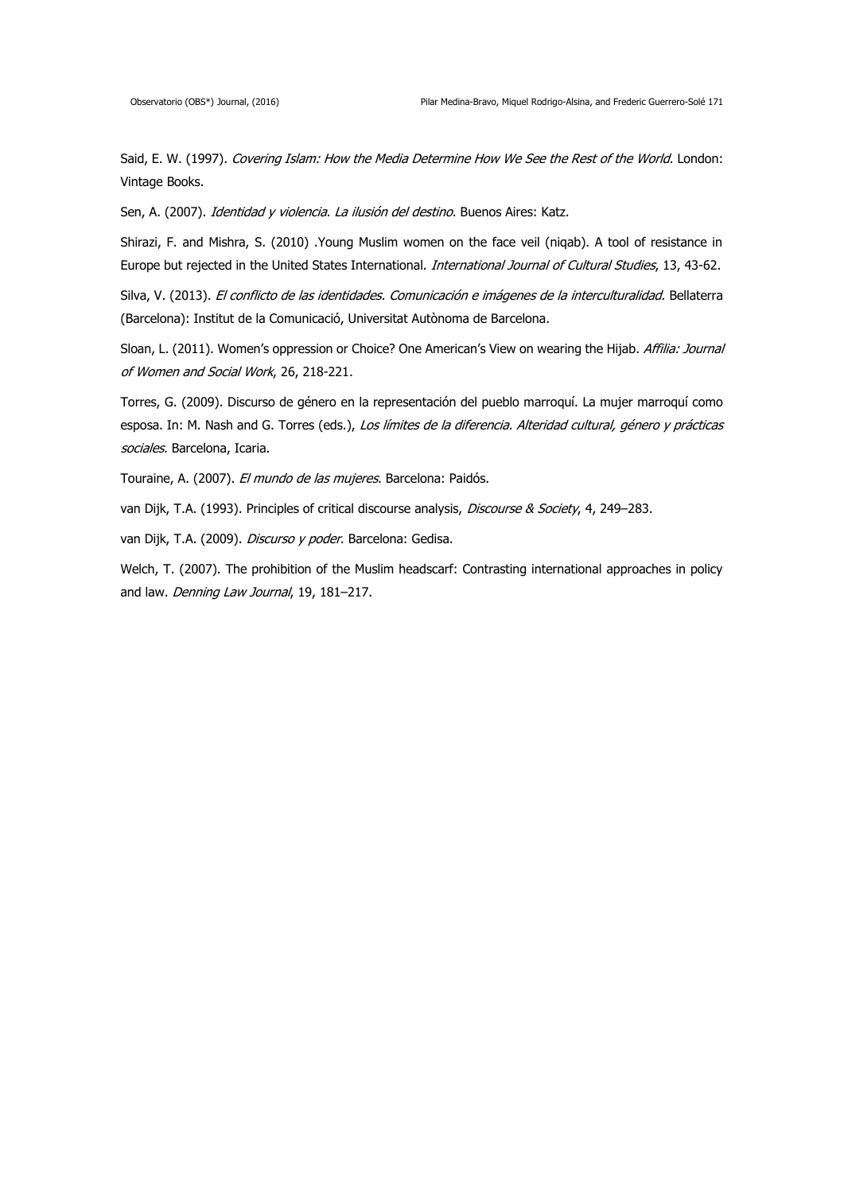Said, E. W. (1997). *Covering Islam: How the Media Determine How We See the Rest of the World.* London: Vintage Books.

Sen, A. (2007). *Identidad y violencia. La ilusión del destino*. Buenos Aires: Katz.

Shirazi, F. and Mishra, S. (2010) .Young Muslim women on the face veil (niqab). A tool of resistance in Europe but rejected in the United States International. *International Journal of Cultural Studies*, 13, 43-62.

Silva, V. (2013). *El conflicto de las identidades. Comunicación e imágenes de la interculturalidad.* Bellaterra (Barcelona): Institut de la Comunicació, Universitat Autònoma de Barcelona.

Sloan, L. (2011). Women's oppression or Choice? One American's View on wearing the Hijab. *Affilia: Journal of Women and Social Work*, 26, 218-221.

Torres, G. (2009). Discurso de género en la representación del pueblo marroquí. La mujer marroquí como esposa. In: M. Nash and G. Torres (eds.), *Los límites de la diferencia. Alteridad cultural, género y prácticas sociales.* Barcelona, Icaria.

Touraine, A. (2007). *El mundo de las mujeres*. Barcelona: Paidós.

van Dijk, T.A. (1993). Principles of critical discourse analysis, *Discourse & Society*, 4, 249–283.

van Dijk, T.A. (2009). *Discurso y poder*. Barcelona: Gedisa.

Welch, T. (2007). The prohibition of the Muslim headscarf: Contrasting international approaches in policy and law. *Denning Law Journal*, 19, 181–217.